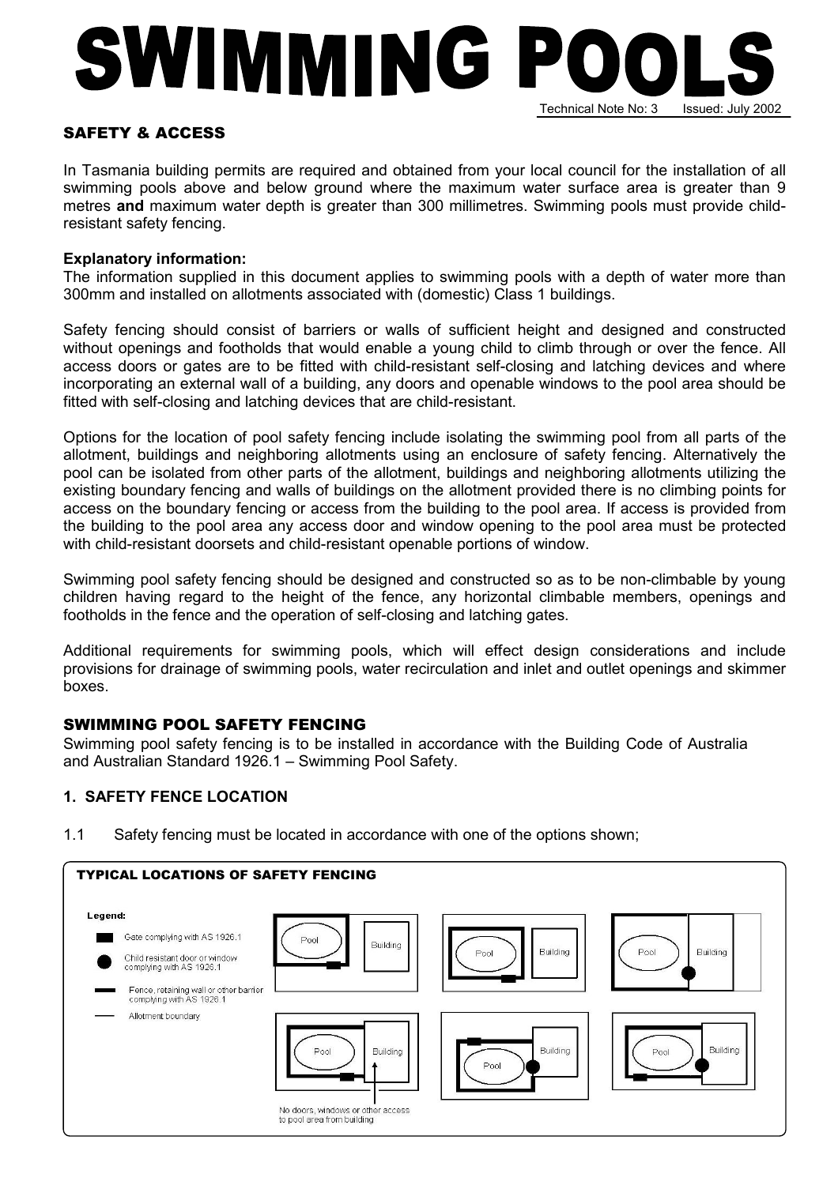# SWIMMING POOLS

Technical Note No: 3 Issued: July 2002

## SAFETY & ACCESS

In Tasmania building permits are required and obtained from your local council for the installation of all swimming pools above and below ground where the maximum water surface area is greater than 9 metres **and** maximum water depth is greater than 300 millimetres. Swimming pools must provide child-resistant safety fencing.

**Explanatory information:**
The information supplied in this document applies to swimming pools with a depth of water more than 300mm and installed on allotments associated with (domestic) Class 1 buildings.

Safety fencing should consist of barriers or walls of sufficient height and designed and constructed without openings and footholds that would enable a young child to climb through or over the fence. All access doors or gates are to be fitted with child-resistant self-closing and latching devices and where incorporating an external wall of a building, any doors and openable windows to the pool area should be fitted with self-closing and latching devices that are child-resistant.

Options for the location of pool safety fencing include isolating the swimming pool from all parts of the allotment, buildings and neighboring allotments using an enclosure of safety fencing. Alternatively the pool can be isolated from other parts of the allotment, buildings and neighboring allotments utilizing the existing boundary fencing and walls of buildings on the allotment provided there is no climbing points for access on the boundary fencing or access from the building to the pool area. If access is provided from the building to the pool area any access door and window opening to the pool area must be protected with child-resistant doorsets and child-resistant openable portions of window.

Swimming pool safety fencing should be designed and constructed so as to be non-climbable by young children having regard to the height of the fence, any horizontal climbable members, openings and footholds in the fence and the operation of self-closing and latching gates.

Additional requirements for swimming pools, which will effect design considerations and include provisions for drainage of swimming pools, water recirculation and inlet and outlet openings and skimmer boxes.

## SWIMMING POOL SAFETY FENCING

Swimming pool safety fencing is to be installed in accordance with the Building Code of Australia and Australian Standard 1926.1 – Swimming Pool Safety.

### 1. SAFETY FENCE LOCATION

1.1 Safety fencing must be located in accordance with one of the options shown;

**TYPICAL LOCATIONS OF SAFETY FENCING**

Legend:
- Gate complying with AS 1926.1
- Child resistant door or window complying with AS 1926.1
- Fence, retaining wall or other barrier complying with AS 1926.1
- Allotment boundary

No doors, windows or other access to pool area from building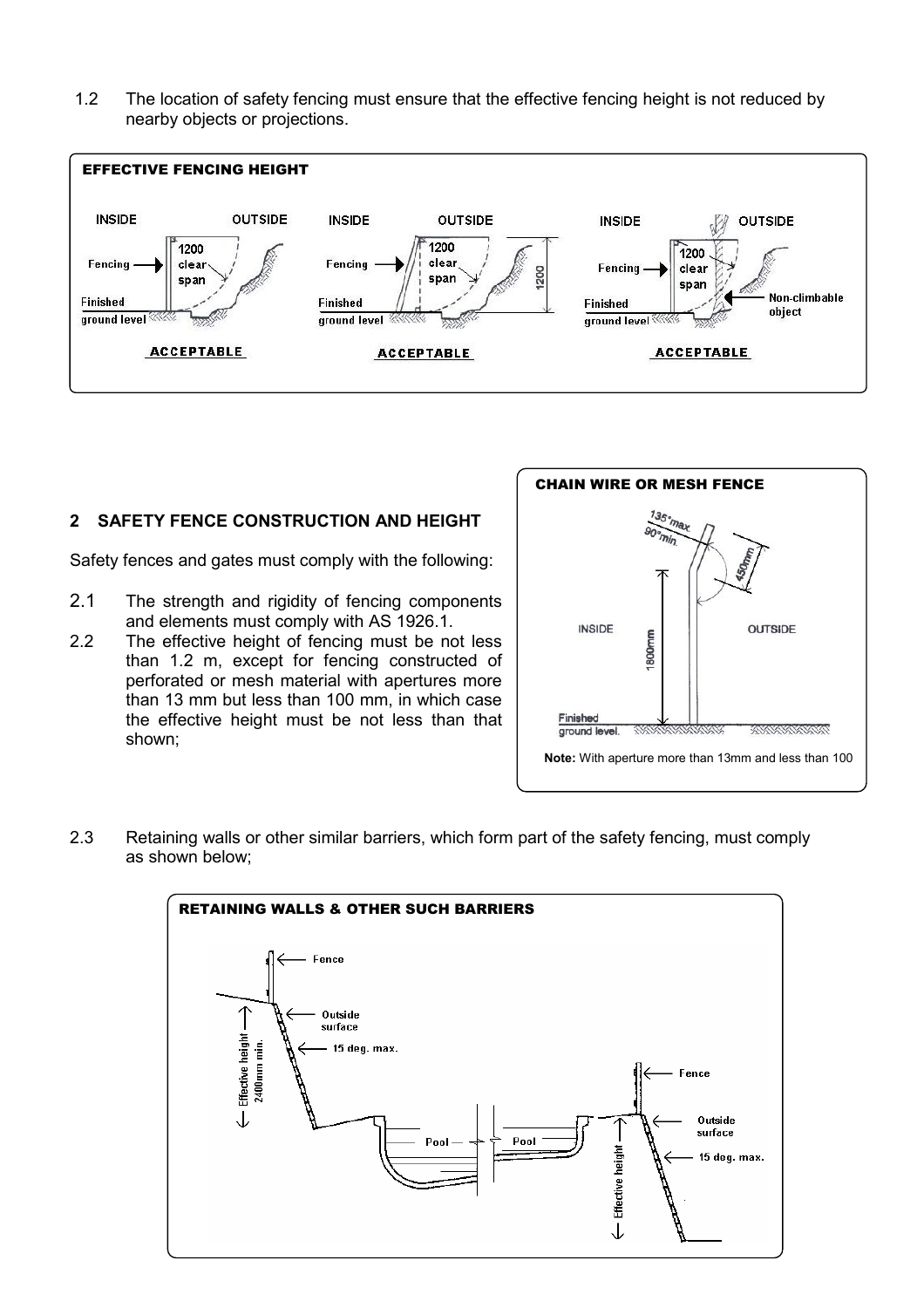1.2 The location of safety fencing must ensure that the effective fencing height is not reduced by nearby objects or projections.

**EFFECTIVE FENCING HEIGHT**

INSIDE OUTSIDE 1200 clear span Fencing Finished ground level **ACCEPTABLE**

INSIDE OUTSIDE 1200 clear span 1200 Fencing Finished ground level **ACCEPTABLE**

INSIDE OUTSIDE 1200 clear span Fencing Non-climbable object Finished ground level **ACCEPTABLE**

## 2 SAFETY FENCE CONSTRUCTION AND HEIGHT

Safety fences and gates must comply with the following:

2.1 The strength and rigidity of fencing components and elements must comply with AS 1926.1.

2.2 The effective height of fencing must be not less than 1.2 m, except for fencing constructed of perforated or mesh material with apertures more than 13 mm but less than 100 mm, in which case the effective height must be not less than that shown;

**CHAIN WIRE OR MESH FENCE**

135°max. 90°min. 450mm 1800mm INSIDE OUTSIDE Finished ground level.

**Note:** With aperture more than 13mm and less than 100

2.3 Retaining walls or other similar barriers, which form part of the safety fencing, must comply as shown below;

**RETAINING WALLS & OTHER SUCH BARRIERS**

Fence Outside surface 15 deg. max. Effective height 2400mm min. Pool Pool Fence Outside surface 15 deg. max. Effective height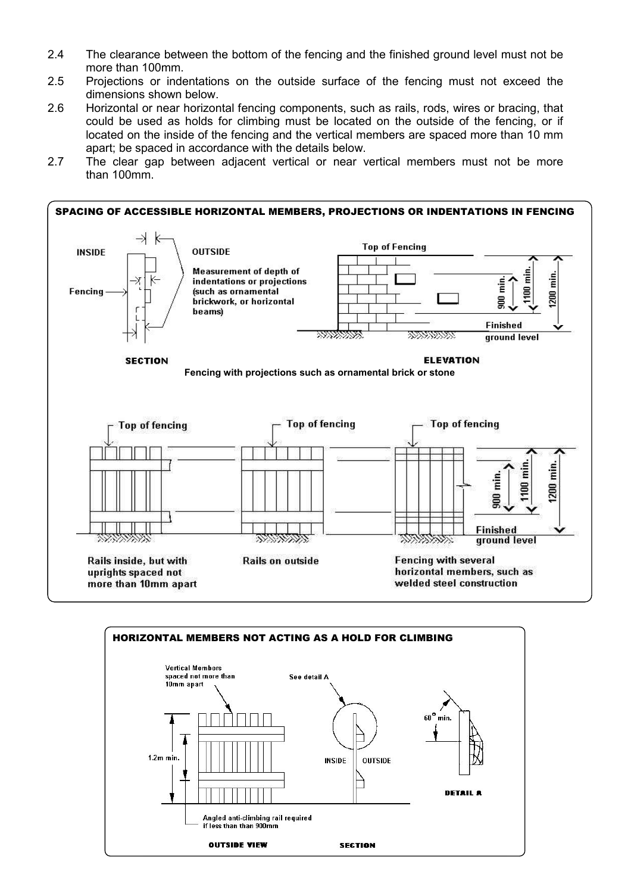2.4 The clearance between the bottom of the fencing and the finished ground level must not be more than 100mm.

2.5 Projections or indentations on the outside surface of the fencing must not exceed the dimensions shown below.

2.6 Horizontal or near horizontal fencing components, such as rails, rods, wires or bracing, that could be used as holds for climbing must be located on the outside of the fencing, or if located on the inside of the fencing and the vertical members are spaced more than 10 mm apart; be spaced in accordance with the details below.

2.7 The clear gap between adjacent vertical or near vertical members must not be more than 100mm.

**SPACING OF ACCESSIBLE HORIZONTAL MEMBERS, PROJECTIONS OR INDENTATIONS IN FENCING**

INSIDE

OUTSIDE

Fencing

Measurement of depth of indentations or projections (such as ornamental brickwork, or horizontal beams)

SECTION

Top of Fencing

900 min.

1100 min.

1200 min.

Finished ground level

ELEVATION

Fencing with projections such as ornamental brick or stone

Top of fencing

Top of fencing

Top of fencing

900 min.

1100 min.

1200 min.

Finished ground level

Rails inside, but with uprights spaced not more than 10mm apart

Rails on outside

Fencing with several horizontal members, such as welded steel construction

**HORIZONTAL MEMBERS NOT ACTING AS A HOLD FOR CLIMBING**

Vertical Members spaced not more than 10mm apart

See detail A

1.2m min.

INSIDE

OUTSIDE

60° min.

DETAIL A

Angled anti-climbing rail required if less than than 900mm

OUTSIDE VIEW

SECTION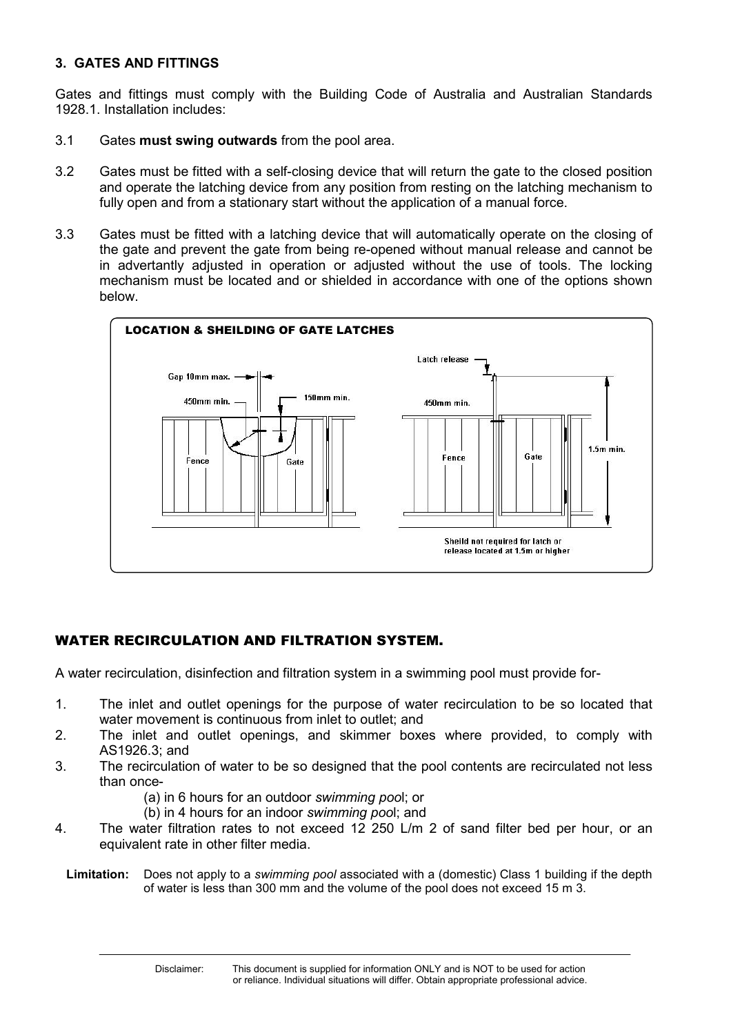### 3. GATES AND FITTINGS

Gates and fittings must comply with the Building Code of Australia and Australian Standards 1928.1. Installation includes:

3.1 Gates **must swing outwards** from the pool area.

3.2 Gates must be fitted with a self-closing device that will return the gate to the closed position and operate the latching device from any position from resting on the latching mechanism to fully open and from a stationary start without the application of a manual force.

3.3 Gates must be fitted with a latching device that will automatically operate on the closing of the gate and prevent the gate from being re-opened without manual release and cannot be in advertantly adjusted in operation or adjusted without the use of tools. The locking mechanism must be located and or shielded in accordance with one of the options shown below.

LOCATION & SHEILDING OF GATE LATCHES

Gap 10mm max.
450mm min.
150mm min.
Fence
Gate

Latch release
450mm min.
Fence
Gate
1.5m min.
Sheild not required for latch or release located at 1.5m or higher

### WATER RECIRCULATION AND FILTRATION SYSTEM.

A water recirculation, disinfection and filtration system in a swimming pool must provide for-

1. The inlet and outlet openings for the purpose of water recirculation to be so located that water movement is continuous from inlet to outlet; and
2. The inlet and outlet openings, and skimmer boxes where provided, to comply with AS1926.3; and
3. The recirculation of water to be so designed that the pool contents are recirculated not less than once-
   (a) in 6 hours for an outdoor *swimming pool*; or
   (b) in 4 hours for an indoor *swimming pool*; and
4. The water filtration rates to not exceed 12 250 L/m 2 of sand filter bed per hour, or an equivalent rate in other filter media.

**Limitation:** Does not apply to a *swimming pool* associated with a (domestic) Class 1 building if the depth of water is less than 300 mm and the volume of the pool does not exceed 15 m 3.

Disclaimer: This document is supplied for information ONLY and is NOT to be used for action or reliance. Individual situations will differ. Obtain appropriate professional advice.